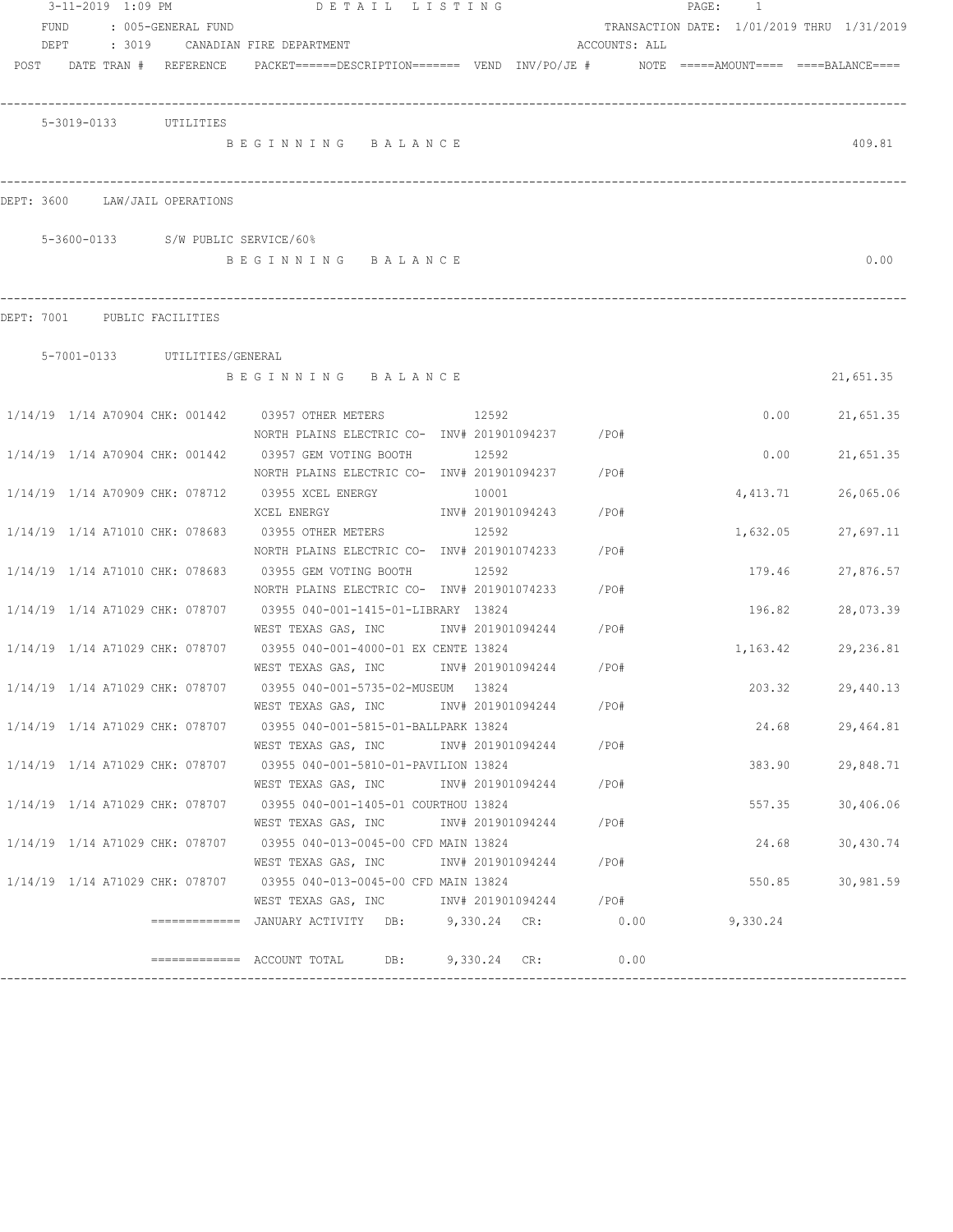3-11-2019 1:09 PM DETAIL LISTING

FUND : 005-GENERAL FUND TRANSACTION DATE: 1/01/2019 THRU 1/31/2019

DEPT : 3019 CANADIAN FIRE DEPARTMENT ACCOUNTS: ALL

POST DATE TRAN # REFERENCE PACKET======DESCRIPTION======= VEND INV/PO/JE # NOTE =====AMOUNT==== ====BALANCE====

---

5-3019-0133 UTILITIES

BEGINNING BALANCE 409.81

---

DEPT: 3600 LAW/JAIL OPERATIONS

5-3600-0133 S/W PUBLIC SERVICE/60%

BEGINNING BALANCE 0.00

---

DEPT: 7001 PUBLIC FACILITIES

5-7001-0133 UTILITIES/GENERAL

BEGINNING BALANCE 21,651.35

| POST | DATE | TRAN # | REFERENCE | PACKET | DESCRIPTION | VEND | INV/PO/JE # | NOTE | AMOUNT | BALANCE |
|---|---|---|---|---|---|---|---|---|---|---|
| 1/14/19 | 1/14 | A70904 | CHK: 001442 | 03957 | OTHER METERS / NORTH PLAINS ELECTRIC CO- | 12592 | INV# 201901094237 /PO# | | 0.00 | 21,651.35 |
| 1/14/19 | 1/14 | A70904 | CHK: 001442 | 03957 | GEM VOTING BOOTH / NORTH PLAINS ELECTRIC CO- | 12592 | INV# 201901094237 /PO# | | 0.00 | 21,651.35 |
| 1/14/19 | 1/14 | A70909 | CHK: 078712 | 03955 | XCEL ENERGY / XCEL ENERGY | 10001 | INV# 201901094243 /PO# | | 4,413.71 | 26,065.06 |
| 1/14/19 | 1/14 | A71010 | CHK: 078683 | 03955 | OTHER METERS / NORTH PLAINS ELECTRIC CO- | 12592 | INV# 201901074233 /PO# | | 1,632.05 | 27,697.11 |
| 1/14/19 | 1/14 | A71010 | CHK: 078683 | 03955 | GEM VOTING BOOTH / NORTH PLAINS ELECTRIC CO- | 12592 | INV# 201901074233 /PO# | | 179.46 | 27,876.57 |
| 1/14/19 | 1/14 | A71029 | CHK: 078707 | 03955 | 040-001-1415-01-LIBRARY / WEST TEXAS GAS, INC | 13824 | INV# 201901094244 /PO# | | 196.82 | 28,073.39 |
| 1/14/19 | 1/14 | A71029 | CHK: 078707 | 03955 | 040-001-4000-01 EX CENTE / WEST TEXAS GAS, INC | 13824 | INV# 201901094244 /PO# | | 1,163.42 | 29,236.81 |
| 1/14/19 | 1/14 | A71029 | CHK: 078707 | 03955 | 040-001-5735-02-MUSEUM / WEST TEXAS GAS, INC | 13824 | INV# 201901094244 /PO# | | 203.32 | 29,440.13 |
| 1/14/19 | 1/14 | A71029 | CHK: 078707 | 03955 | 040-001-5815-01-BALLPARK / WEST TEXAS GAS, INC | 13824 | INV# 201901094244 /PO# | | 24.68 | 29,464.81 |
| 1/14/19 | 1/14 | A71029 | CHK: 078707 | 03955 | 040-001-5810-01-PAVILION / WEST TEXAS GAS, INC | 13824 | INV# 201901094244 /PO# | | 383.90 | 29,848.71 |
| 1/14/19 | 1/14 | A71029 | CHK: 078707 | 03955 | 040-001-1405-01 COURTHOU / WEST TEXAS GAS, INC | 13824 | INV# 201901094244 /PO# | | 557.35 | 30,406.06 |
| 1/14/19 | 1/14 | A71029 | CHK: 078707 | 03955 | 040-013-0045-00 CFD MAIN / WEST TEXAS GAS, INC | 13824 | INV# 201901094244 /PO# | | 24.68 | 30,430.74 |
| 1/14/19 | 1/14 | A71029 | CHK: 078707 | 03955 | 040-013-0045-00 CFD MAIN / WEST TEXAS GAS, INC | 13824 | INV# 201901094244 /PO# | | 550.85 | 30,981.59 |

============= JANUARY ACTIVITY DB: 9,330.24 CR: 0.00 9,330.24

============= ACCOUNT TOTAL DB: 9,330.24 CR: 0.00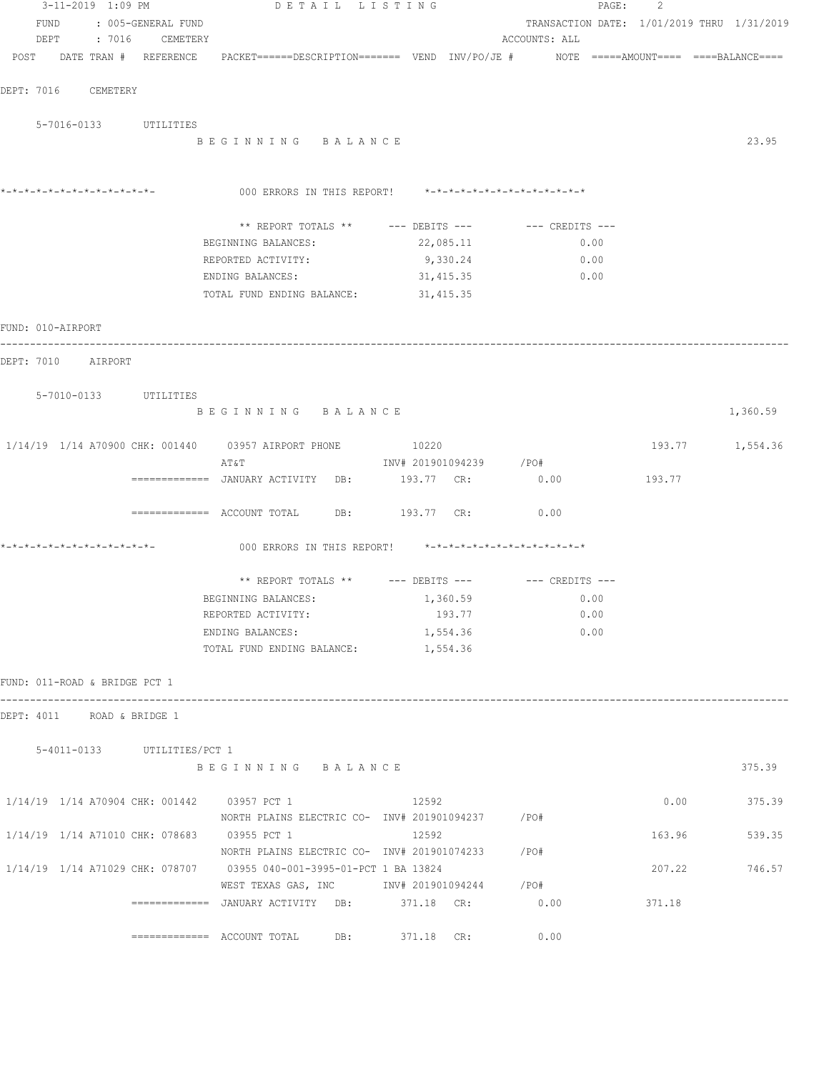3-11-2019 1:09 PM DETAIL LISTING

FUND : 005-GENERAL FUND TRANSACTION DATE: 1/01/2019 THRU 1/31/2019

DEPT : 7016 CEMETERY ACCOUNTS: ALL

POST DATE TRAN # REFERENCE PACKET======DESCRIPTION======= VEND INV/PO/JE # NOTE =====AMOUNT==== ====BALANCE====

DEPT: 7016 CEMETERY

5-7016-0133 UTILITIES

B E G I N N I N G B A L A N C E 23.95

```
*-*-*-*-*-*-*-*-*-*-*-*-*-        000 ERRORS IN THIS REPORT!     *-*-*-*-*-*-*-*-*-*-*-*-*-*
```

| ** REPORT TOTALS ** | --- DEBITS --- | --- CREDITS --- |
|---|---|---|
| BEGINNING BALANCES: | 22,085.11 | 0.00 |
| REPORTED ACTIVITY: | 9,330.24 | 0.00 |
| ENDING BALANCES: | 31,415.35 | 0.00 |
| TOTAL FUND ENDING BALANCE: | 31,415.35 | |

FUND: 010-AIRPORT

DEPT: 7010 AIRPORT

5-7010-0133 UTILITIES

B E G I N N I N G B A L A N C E 1,360.59

| POST | DATE | TRAN # | REFERENCE | DESCRIPTION | VEND | INV/PO/JE # | AMOUNT | BALANCE |
|---|---|---|---|---|---|---|---|---|
| 1/14/19 | 1/14 | A70900 | CHK: 001440 | 03957 AIRPORT PHONE / AT&T | 10220 | INV# 201901094239 /PO# | 193.77 | 1,554.36 |

============= JANUARY ACTIVITY DB: 193.77 CR: 0.00 193.77

============= ACCOUNT TOTAL DB: 193.77 CR: 0.00

```
*-*-*-*-*-*-*-*-*-*-*-*-*-        000 ERRORS IN THIS REPORT!     *-*-*-*-*-*-*-*-*-*-*-*-*-*
```

| ** REPORT TOTALS ** | --- DEBITS --- | --- CREDITS --- |
|---|---|---|
| BEGINNING BALANCES: | 1,360.59 | 0.00 |
| REPORTED ACTIVITY: | 193.77 | 0.00 |
| ENDING BALANCES: | 1,554.36 | 0.00 |
| TOTAL FUND ENDING BALANCE: | 1,554.36 | |

FUND: 011-ROAD & BRIDGE PCT 1

DEPT: 4011 ROAD & BRIDGE 1

5-4011-0133 UTILITIES/PCT 1

B E G I N N I N G B A L A N C E 375.39

| POST | DATE | TRAN # | REFERENCE | DESCRIPTION | VEND | INV/PO/JE # | AMOUNT | BALANCE |
|---|---|---|---|---|---|---|---|---|
| 1/14/19 | 1/14 | A70904 | CHK: 001442 | 03957 PCT 1 / NORTH PLAINS ELECTRIC CO- | 12592 | INV# 201901094237 /PO# | 0.00 | 375.39 |
| 1/14/19 | 1/14 | A71010 | CHK: 078683 | 03955 PCT 1 / NORTH PLAINS ELECTRIC CO- | 12592 | INV# 201901074233 /PO# | 163.96 | 539.35 |
| 1/14/19 | 1/14 | A71029 | CHK: 078707 | 03955 040-001-3995-01-PCT 1 BA / WEST TEXAS GAS, INC | 13824 | INV# 201901094244 /PO# | 207.22 | 746.57 |

============= JANUARY ACTIVITY DB: 371.18 CR: 0.00 371.18

============= ACCOUNT TOTAL DB: 371.18 CR: 0.00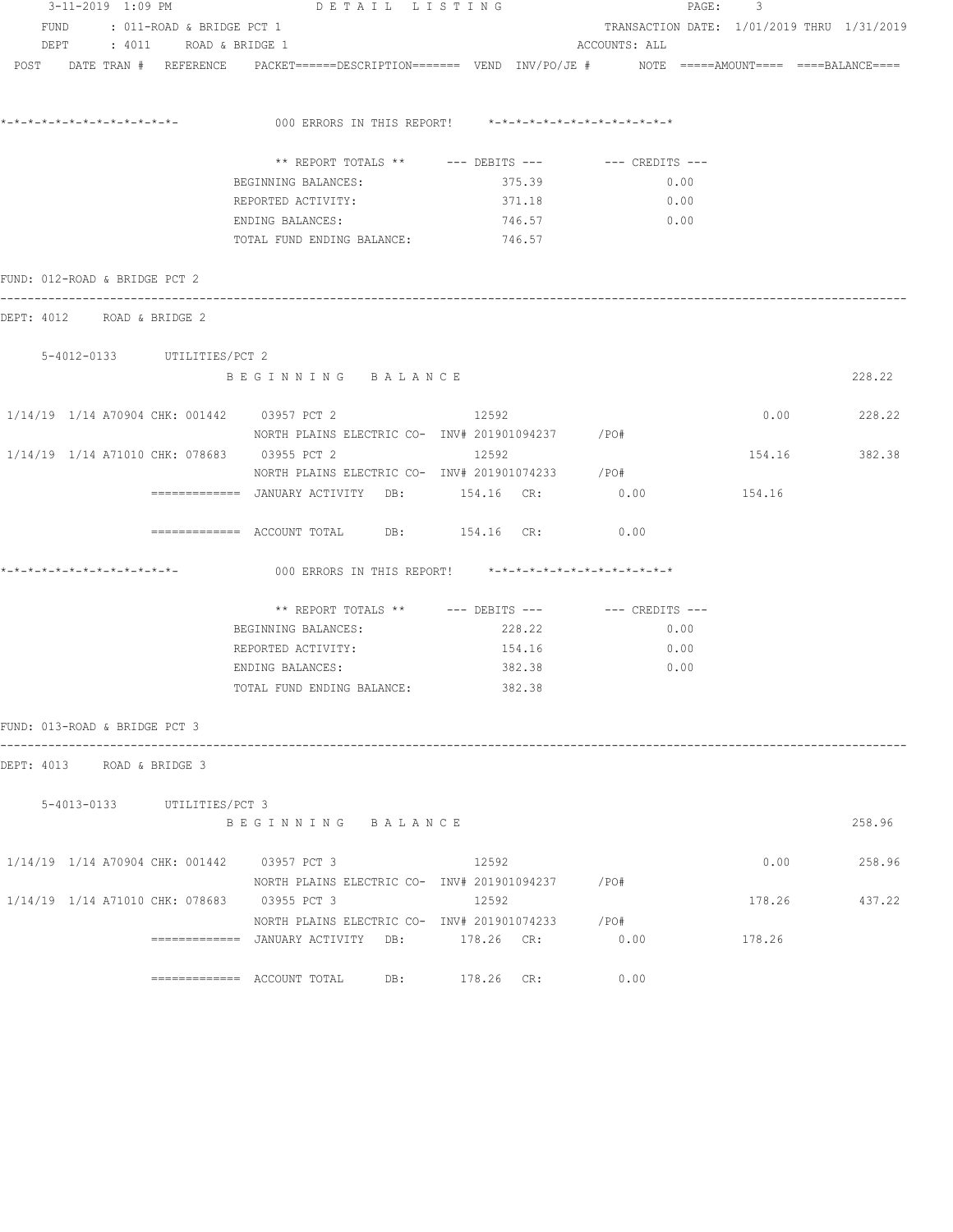FUND : 011-ROAD & BRIDGE PCT 1 — TRANSACTION DATE: 1/01/2019 THRU 1/31/2019

DEPT : 4011 ROAD & BRIDGE 1 — ACCOUNTS: ALL

POST DATE TRAN # REFERENCE PACKET======DESCRIPTION======= VEND INV/PO/JE # NOTE =====AMOUNT==== ====BALANCE====

*-*-*-*-*-*-*-*-*-*-*-*-*-*- 000 ERRORS IN THIS REPORT! *-*-*-*-*-*-*-*-*-*-*-*-*-*-*

| ** REPORT TOTALS ** | --- DEBITS --- | --- CREDITS --- |
|---|---|---|
| BEGINNING BALANCES: | 375.39 | 0.00 |
| REPORTED ACTIVITY: | 371.18 | 0.00 |
| ENDING BALANCES: | 746.57 | 0.00 |
| TOTAL FUND ENDING BALANCE: | 746.57 | |

FUND: 012-ROAD & BRIDGE PCT 2

DEPT: 4012 ROAD & BRIDGE 2

5-4012-0133 UTILITIES/PCT 2

B E G I N N I N G B A L A N C E — 228.22

| POST | DATE | TRAN # | REFERENCE | PACKET | DESCRIPTION | VEND | INV/PO/JE # | AMOUNT | BALANCE |
|---|---|---|---|---|---|---|---|---|---|
| 1/14/19 | 1/14 | A70904 | CHK: 001442 | 03957 | PCT 2 / NORTH PLAINS ELECTRIC CO- | 12592 | INV# 201901094237 /PO# | 0.00 | 228.22 |
| 1/14/19 | 1/14 | A71010 | CHK: 078683 | 03955 | PCT 2 / NORTH PLAINS ELECTRIC CO- | 12592 | INV# 201901074233 /PO# | 154.16 | 382.38 |

============= JANUARY ACTIVITY DB: 154.16 CR: 0.00 154.16

============= ACCOUNT TOTAL DB: 154.16 CR: 0.00

*-*-*-*-*-*-*-*-*-*-*-*-*-*- 000 ERRORS IN THIS REPORT! *-*-*-*-*-*-*-*-*-*-*-*-*-*-*

| ** REPORT TOTALS ** | --- DEBITS --- | --- CREDITS --- |
|---|---|---|
| BEGINNING BALANCES: | 228.22 | 0.00 |
| REPORTED ACTIVITY: | 154.16 | 0.00 |
| ENDING BALANCES: | 382.38 | 0.00 |
| TOTAL FUND ENDING BALANCE: | 382.38 | |

FUND: 013-ROAD & BRIDGE PCT 3

DEPT: 4013 ROAD & BRIDGE 3

5-4013-0133 UTILITIES/PCT 3

B E G I N N I N G B A L A N C E — 258.96

| POST | DATE | TRAN # | REFERENCE | PACKET | DESCRIPTION | VEND | INV/PO/JE # | AMOUNT | BALANCE |
|---|---|---|---|---|---|---|---|---|---|
| 1/14/19 | 1/14 | A70904 | CHK: 001442 | 03957 | PCT 3 / NORTH PLAINS ELECTRIC CO- | 12592 | INV# 201901094237 /PO# | 0.00 | 258.96 |
| 1/14/19 | 1/14 | A71010 | CHK: 078683 | 03955 | PCT 3 / NORTH PLAINS ELECTRIC CO- | 12592 | INV# 201901074233 /PO# | 178.26 | 437.22 |

============= JANUARY ACTIVITY DB: 178.26 CR: 0.00 178.26

============= ACCOUNT TOTAL DB: 178.26 CR: 0.00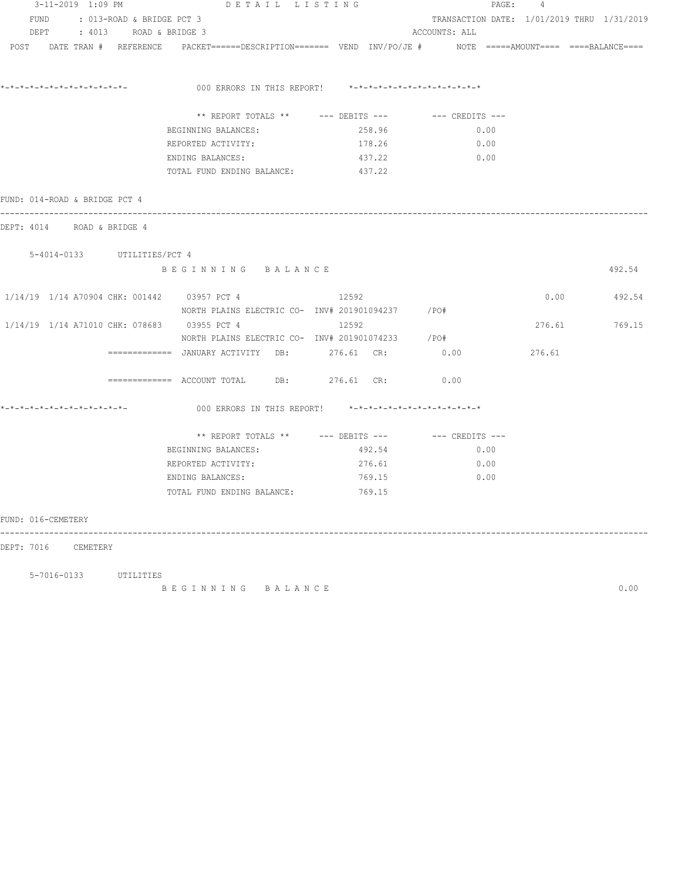3-11-2019 1:09 PM DETAIL LISTING PAGE: 4

FUND : 013-ROAD & BRIDGE PCT 3 TRANSACTION DATE: 1/01/2019 THRU 1/31/2019

DEPT : 4013 ROAD & BRIDGE 3 ACCOUNTS: ALL

POST DATE TRAN # REFERENCE PACKET======DESCRIPTION======= VEND INV/PO/JE # NOTE =====AMOUNT==== ====BALANCE====

*-*-*-*-*-*-*-*-*-*-*-*-*-*- 000 ERRORS IN THIS REPORT! *-*-*-*-*-*-*-*-*-*-*-*-*-*

| ** REPORT TOTALS ** | --- DEBITS --- | --- CREDITS --- |
|---|---|---|
| BEGINNING BALANCES: | 258.96 | 0.00 |
| REPORTED ACTIVITY: | 178.26 | 0.00 |
| ENDING BALANCES: | 437.22 | 0.00 |
| TOTAL FUND ENDING BALANCE: | 437.22 | |

FUND: 014-ROAD & BRIDGE PCT 4

DEPT: 4014 ROAD & BRIDGE 4

5-4014-0133 UTILITIES/PCT 4

B E G I N N I N G B A L A N C E 492.54

| POST | DATE TRAN # | REFERENCE | PACKET / DESCRIPTION | VEND | INV/PO/JE # | AMOUNT | BALANCE |
|---|---|---|---|---|---|---|---|
| 1/14/19 | 1/14 A70904 | CHK: 001442 | 03957 PCT 4 NORTH PLAINS ELECTRIC CO- | 12592 | INV# 201901094237 /PO# | 0.00 | 492.54 |
| 1/14/19 | 1/14 A71010 | CHK: 078683 | 03955 PCT 4 NORTH PLAINS ELECTRIC CO- | 12592 | INV# 201901074233 /PO# | 276.61 | 769.15 |

============= JANUARY ACTIVITY DB: 276.61 CR: 0.00 276.61

============= ACCOUNT TOTAL DB: 276.61 CR: 0.00

*-*-*-*-*-*-*-*-*-*-*-*-*-*- 000 ERRORS IN THIS REPORT! *-*-*-*-*-*-*-*-*-*-*-*-*-*

| ** REPORT TOTALS ** | --- DEBITS --- | --- CREDITS --- |
|---|---|---|
| BEGINNING BALANCES: | 492.54 | 0.00 |
| REPORTED ACTIVITY: | 276.61 | 0.00 |
| ENDING BALANCES: | 769.15 | 0.00 |
| TOTAL FUND ENDING BALANCE: | 769.15 | |

FUND: 016-CEMETERY

DEPT: 7016 CEMETERY

5-7016-0133 UTILITIES

B E G I N N I N G B A L A N C E 0.00